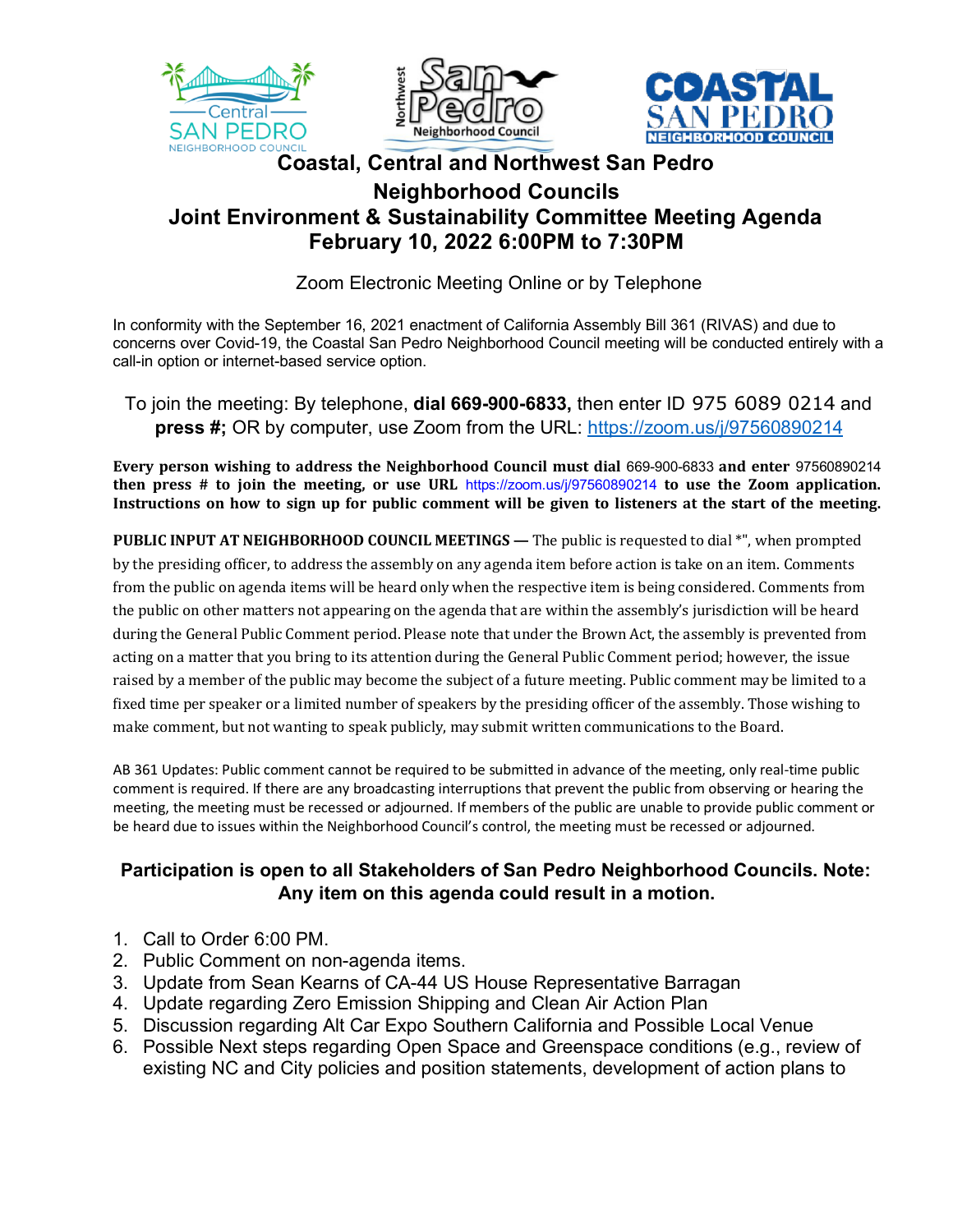# Coastal, Central and Northwest San Pedro Neighborhood Councils

## Joint Environment & Sustainability Committee Meeting Agenda

## February 10, 2022 6:00PM to 7:30PM

Zoom Electronic Meeting Online or by Telephone

In conformity with the September 16, 2021 enactment of California Assembly Bill 361 (RIVAS) and due to concerns over Covid-19, the Coastal San Pedro Neighborhood Council meeting will be conducted entirely with a call-in option or internet-based service option.

To join the meeting: By telephone, **dial 669-900-6833,** then enter ID 975 6089 0214 and **press #;** OR by computer, use Zoom from the URL: https://zoom.us/j/97560890214

**Every person wishing to address the Neighborhood Council must dial** 669-900-6833 **and enter** 97560890214 **then press # to join the meeting, or use URL** https://zoom.us/j/97560890214 **to use the Zoom application. Instructions on how to sign up for public comment will be given to listeners at the start of the meeting.**

**PUBLIC INPUT AT NEIGHBORHOOD COUNCIL MEETINGS —** The public is requested to dial *", when prompted by the presiding officer, to address the assembly on any agenda item before action is take on an item. Comments from the public on agenda items will be heard only when the respective item is being considered. Comments from the public on other matters not appearing on the agenda that are within the assembly's jurisdiction will be heard during the General Public Comment period. Please note that under the Brown Act, the assembly is prevented from acting on a matter that you bring to its attention during the General Public Comment period; however, the issue raised by a member of the public may become the subject of a future meeting. Public comment may be limited to a fixed time per speaker or a limited number of speakers by the presiding officer of the assembly. Those wishing to make comment, but not wanting to speak publicly, may submit written communications to the Board.

AB 361 Updates: Public comment cannot be required to be submitted in advance of the meeting, only real-time public comment is required. If there are any broadcasting interruptions that prevent the public from observing or hearing the meeting, the meeting must be recessed or adjourned. If members of the public are unable to provide public comment or be heard due to issues within the Neighborhood Council's control, the meeting must be recessed or adjourned.

**Participation is open to all Stakeholders of San Pedro Neighborhood Councils. Note: Any item on this agenda could result in a motion.**

1. Call to Order 6:00 PM.
2. Public Comment on non-agenda items.
3. Update from Sean Kearns of CA-44 US House Representative Barragan
4. Update regarding Zero Emission Shipping and Clean Air Action Plan
5. Discussion regarding Alt Car Expo Southern California and Possible Local Venue
6. Possible Next steps regarding Open Space and Greenspace conditions (e.g., review of existing NC and City policies and position statements, development of action plans to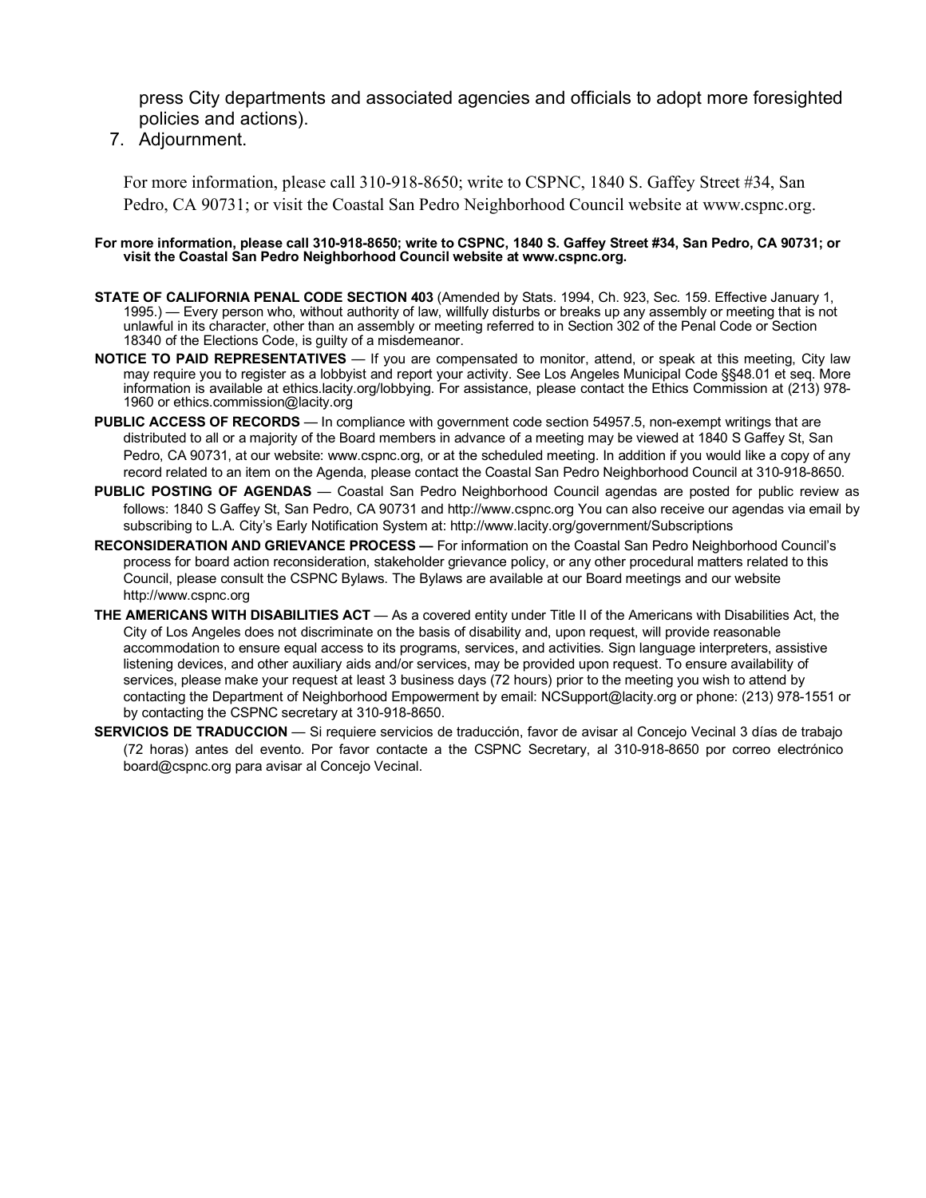press City departments and associated agencies and officials to adopt more foresighted policies and actions).

7. Adjournment.

For more information, please call 310-918-8650; write to CSPNC, 1840 S. Gaffey Street #34, San Pedro, CA 90731; or visit the Coastal San Pedro Neighborhood Council website at www.cspnc.org.

**For more information, please call 310-918-8650; write to CSPNC, 1840 S. Gaffey Street #34, San Pedro, CA 90731; or visit the Coastal San Pedro Neighborhood Council website at www.cspnc.org.**

**STATE OF CALIFORNIA PENAL CODE SECTION 403** (Amended by Stats. 1994, Ch. 923, Sec. 159. Effective January 1, 1995.) — Every person who, without authority of law, willfully disturbs or breaks up any assembly or meeting that is not unlawful in its character, other than an assembly or meeting referred to in Section 302 of the Penal Code or Section 18340 of the Elections Code, is guilty of a misdemeanor.

**NOTICE TO PAID REPRESENTATIVES** — If you are compensated to monitor, attend, or speak at this meeting, City law may require you to register as a lobbyist and report your activity. See Los Angeles Municipal Code §§48.01 et seq. More information is available at ethics.lacity.org/lobbying. For assistance, please contact the Ethics Commission at (213) 978-1960 or ethics.commission@lacity.org

**PUBLIC ACCESS OF RECORDS** — In compliance with government code section 54957.5, non-exempt writings that are distributed to all or a majority of the Board members in advance of a meeting may be viewed at 1840 S Gaffey St, San Pedro, CA 90731, at our website: www.cspnc.org, or at the scheduled meeting. In addition if you would like a copy of any record related to an item on the Agenda, please contact the Coastal San Pedro Neighborhood Council at 310-918-8650.

**PUBLIC POSTING OF AGENDAS** — Coastal San Pedro Neighborhood Council agendas are posted for public review as follows: 1840 S Gaffey St, San Pedro, CA 90731 and http://www.cspnc.org You can also receive our agendas via email by subscribing to L.A. City's Early Notification System at: http://www.lacity.org/government/Subscriptions

**RECONSIDERATION AND GRIEVANCE PROCESS —** For information on the Coastal San Pedro Neighborhood Council's process for board action reconsideration, stakeholder grievance policy, or any other procedural matters related to this Council, please consult the CSPNC Bylaws. The Bylaws are available at our Board meetings and our website http://www.cspnc.org

**THE AMERICANS WITH DISABILITIES ACT** — As a covered entity under Title II of the Americans with Disabilities Act, the City of Los Angeles does not discriminate on the basis of disability and, upon request, will provide reasonable accommodation to ensure equal access to its programs, services, and activities. Sign language interpreters, assistive listening devices, and other auxiliary aids and/or services, may be provided upon request. To ensure availability of services, please make your request at least 3 business days (72 hours) prior to the meeting you wish to attend by contacting the Department of Neighborhood Empowerment by email: NCSupport@lacity.org or phone: (213) 978-1551 or by contacting the CSPNC secretary at 310-918-8650.

**SERVICIOS DE TRADUCCION** — Si requiere servicios de traducción, favor de avisar al Concejo Vecinal 3 días de trabajo (72 horas) antes del evento. Por favor contacte a the CSPNC Secretary, al 310-918-8650 por correo electrónico board@cspnc.org para avisar al Concejo Vecinal.